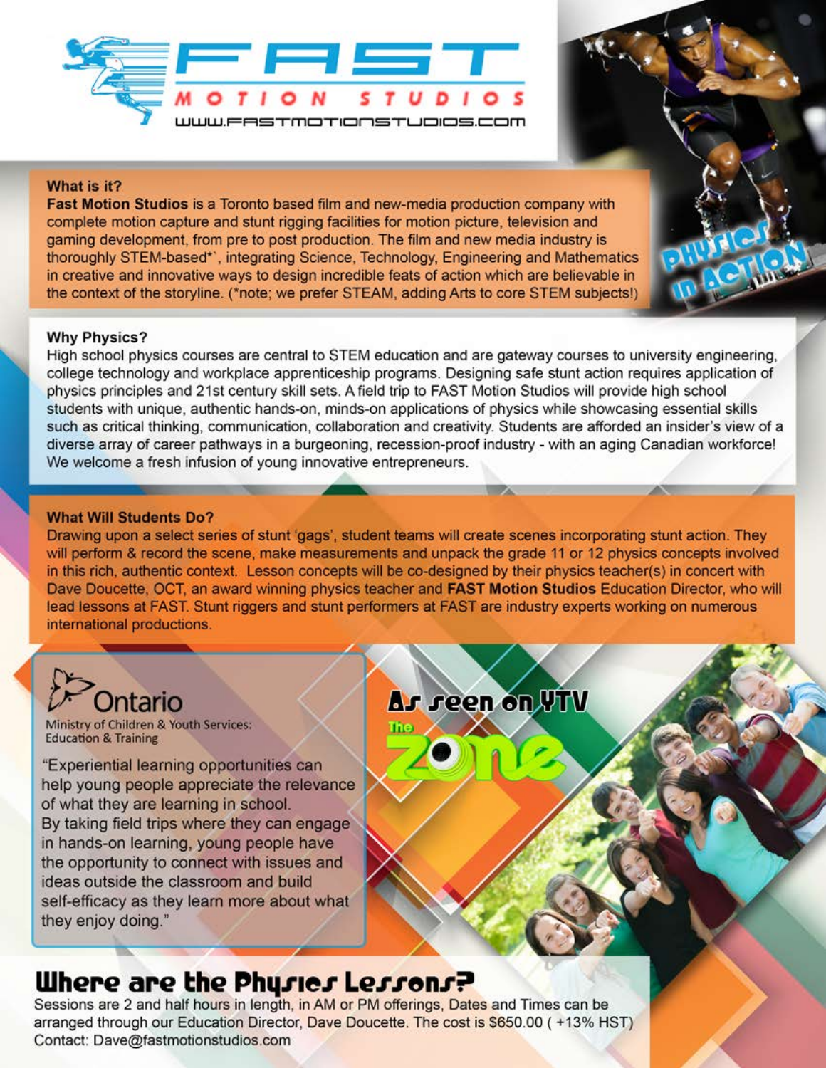# FAST MOTION STUDIOS

WWW.FASTMOTIONSTUDIOS.COM

PHYSICS IN ACTION

### What is it?

**Fast Motion Studios** is a Toronto based film and new-media production company with complete motion capture and stunt rigging facilities for motion picture, television and gaming development, from pre to post production. The film and new media industry is thoroughly STEM-based*`, integrating Science, Technology, Engineering and Mathematics in creative and innovative ways to design incredible feats of action which are believable in the context of the storyline. (*note; we prefer STEAM, adding Arts to core STEM subjects!)

### Why Physics?

High school physics courses are central to STEM education and are gateway courses to university engineering, college technology and workplace apprenticeship programs. Designing safe stunt action requires application of physics principles and 21st century skill sets. A field trip to FAST Motion Studios will provide high school students with unique, authentic hands-on, minds-on applications of physics while showcasing essential skills such as critical thinking, communication, collaboration and creativity. Students are afforded an insider's view of a diverse array of career pathways in a burgeoning, recession-proof industry - with an aging Canadian workforce! We welcome a fresh infusion of young innovative entrepreneurs.

### What Will Students Do?

Drawing upon a select series of stunt 'gags', student teams will create scenes incorporating stunt action. They will perform & record the scene, make measurements and unpack the grade 11 or 12 physics concepts involved in this rich, authentic context. Lesson concepts will be co-designed by their physics teacher(s) in concert with Dave Doucette, OCT, an award winning physics teacher and **FAST Motion Studios** Education Director, who will lead lessons at FAST. Stunt riggers and stunt performers at FAST are industry experts working on numerous international productions.

Ontario
Ministry of Children & Youth Services: Education & Training

"Experiential learning opportunities can help young people appreciate the relevance of what they are learning in school. By taking field trips where they can engage in hands-on learning, young people have the opportunity to connect with issues and ideas outside the classroom and build self-efficacy as they learn more about what they enjoy doing."

As seen on YTV The Zone

## Where are the Physics Lessons?

Sessions are 2 and half hours in length, in AM or PM offerings, Dates and Times can be arranged through our Education Director, Dave Doucette. The cost is $650.00 ( +13% HST)
Contact: Dave@fastmotionstudios.com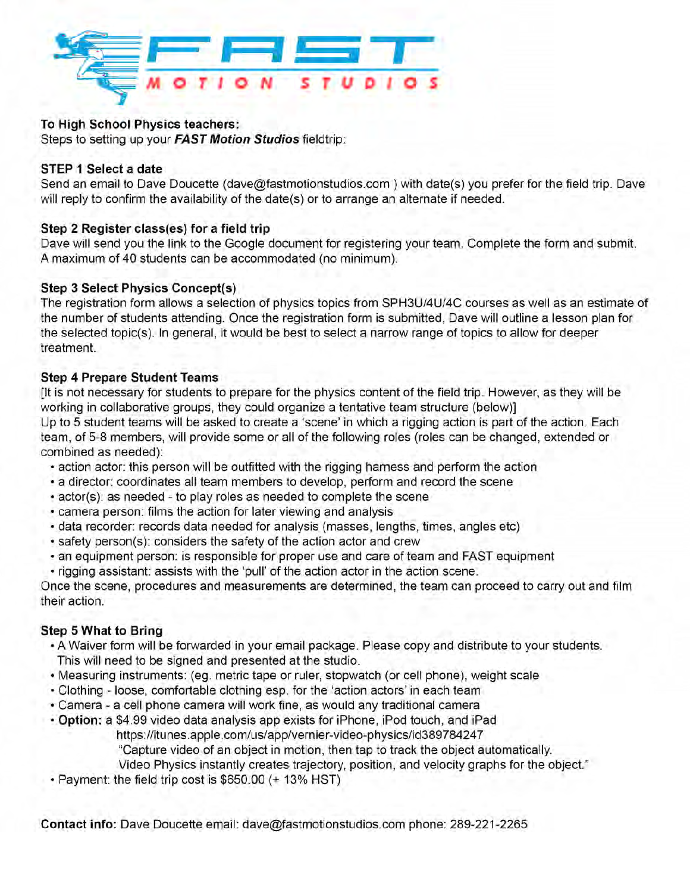# FAST MOTION STUDIOS

**To High School Physics teachers:**
Steps to setting up your ***FAST Motion Studios*** fieldtrip:

**STEP 1 Select a date**
Send an email to Dave Doucette (dave@fastmotionstudios.com ) with date(s) you prefer for the field trip. Dave will reply to confirm the availability of the date(s) or to arrange an alternate if needed.

**Step 2 Register class(es) for a field trip**
Dave will send you the link to the Google document for registering your team. Complete the form and submit. A maximum of 40 students can be accommodated (no minimum).

**Step 3 Select Physics Concept(s)**
The registration form allows a selection of physics topics from SPH3U/4U/4C courses as well as an estimate of the number of students attending. Once the registration form is submitted, Dave will outline a lesson plan for the selected topic(s). In general, it would be best to select a narrow range of topics to allow for deeper treatment.

**Step 4 Prepare Student Teams**
[It is not necessary for students to prepare for the physics content of the field trip. However, as they will be working in collaborative groups, they could organize a tentative team structure (below)]
Up to 5 student teams will be asked to create a 'scene' in which a rigging action is part of the action. Each team, of 5-8 members, will provide some or all of the following roles (roles can be changed, extended or combined as needed):

- action actor: this person will be outfitted with the rigging harness and perform the action
- a director: coordinates all team members to develop, perform and record the scene
- actor(s): as needed - to play roles as needed to complete the scene
- camera person: films the action for later viewing and analysis
- data recorder: records data needed for analysis (masses, lengths, times, angles etc)
- safety person(s): considers the safety of the action actor and crew
- an equipment person: is responsible for proper use and care of team and FAST equipment
- rigging assistant: assists with the 'pull' of the action actor in the action scene.

Once the scene, procedures and measurements are determined, the team can proceed to carry out and film their action.

**Step 5 What to Bring**

- A Waiver form will be forwarded in your email package. Please copy and distribute to your students. This will need to be signed and presented at the studio.
- Measuring instruments: (eg. metric tape or ruler, stopwatch (or cell phone), weight scale
- Clothing - loose, comfortable clothing esp. for the 'action actors' in each team
- Camera - a cell phone camera will work fine, as would any traditional camera
- **Option:** a $4.99 video data analysis app exists for iPhone, iPod touch, and iPad
  https://itunes.apple.com/us/app/vernier-video-physics/id389784247
  "Capture video of an object in motion, then tap to track the object automatically. Video Physics instantly creates trajectory, position, and velocity graphs for the object."
- Payment: the field trip cost is $650.00 (+ 13% HST)

**Contact info:** Dave Doucette email: dave@fastmotionstudios.com phone: 289-221-2265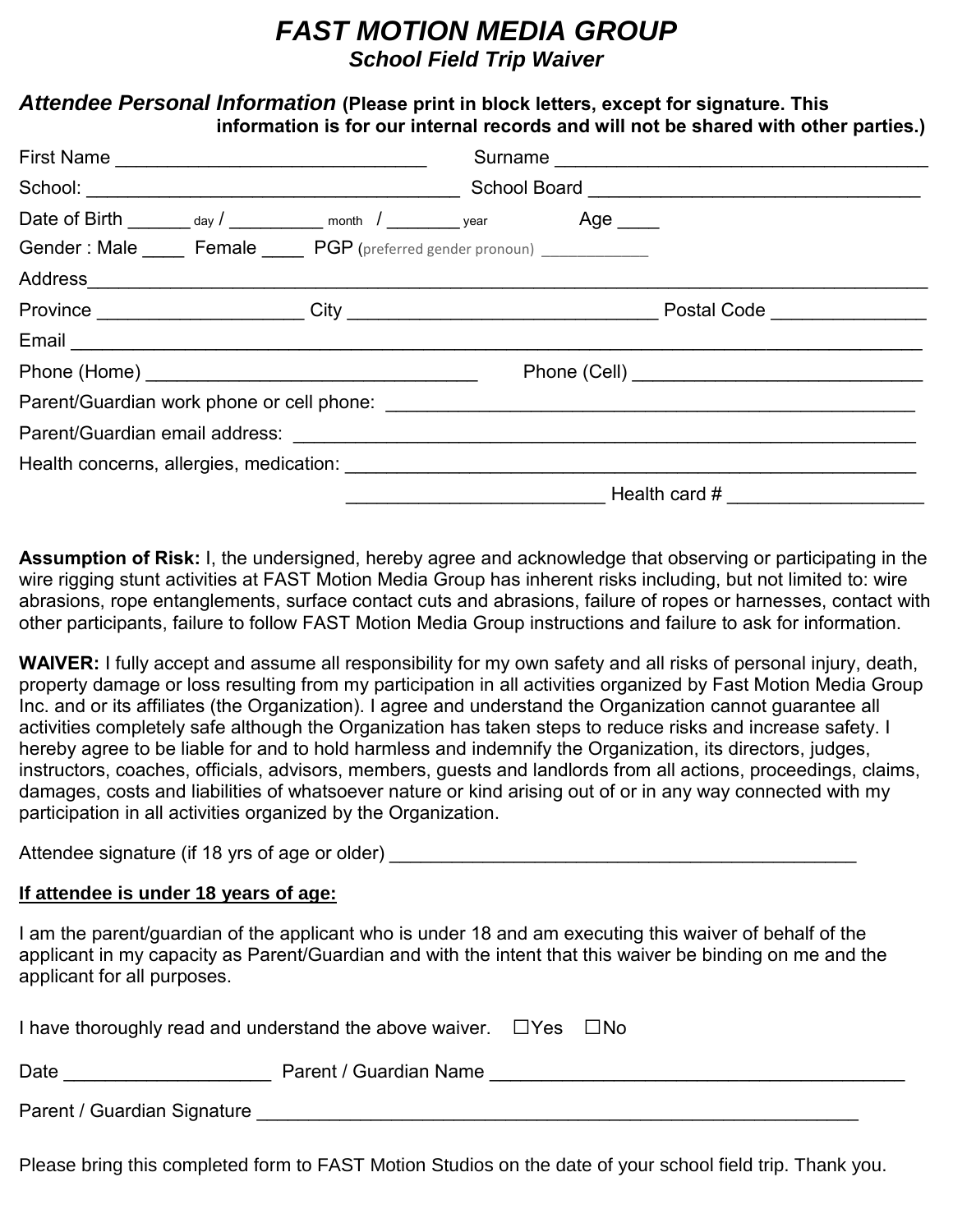# *FAST MOTION MEDIA GROUP*

## *School Field Trip Waiver*

***Attendee Personal Information*** **(Please print in block letters, except for signature. This information is for our internal records and will not be shared with other parties.)**

First Name ______________________________ Surname ____________________________________

School: ____________________________________ School Board ________________________________

Date of Birth ______ day / _________ month / _______ year Age ____

Gender : Male ____ Female ____ PGP (preferred gender pronoun) ____________

Address_____________________________________________________________________________

Province ___________________ City _____________________________ Postal Code ______________

Email ______________________________________________________________________________

Phone (Home) ________________________________ Phone (Cell) ____________________________

Parent/Guardian work phone or cell phone: _____________________________________________________

Parent/Guardian email address: ___________________________________________________________

Health concerns, allergies, medication: ________________________________________________________

________________________ Health card # ___________________

**Assumption of Risk:** I, the undersigned, hereby agree and acknowledge that observing or participating in the wire rigging stunt activities at FAST Motion Media Group has inherent risks including, but not limited to: wire abrasions, rope entanglements, surface contact cuts and abrasions, failure of ropes or harnesses, contact with other participants, failure to follow FAST Motion Media Group instructions and failure to ask for information.

**WAIVER:** I fully accept and assume all responsibility for my own safety and all risks of personal injury, death, property damage or loss resulting from my participation in all activities organized by Fast Motion Media Group Inc. and or its affiliates (the Organization). I agree and understand the Organization cannot guarantee all activities completely safe although the Organization has taken steps to reduce risks and increase safety. I hereby agree to be liable for and to hold harmless and indemnify the Organization, its directors, judges, instructors, coaches, officials, advisors, members, guests and landlords from all actions, proceedings, claims, damages, costs and liabilities of whatsoever nature or kind arising out of or in any way connected with my participation in all activities organized by the Organization.

Attendee signature (if 18 yrs of age or older) _____________________________________________

**If attendee is under 18 years of age:**

I am the parent/guardian of the applicant who is under 18 and am executing this waiver of behalf of the applicant in my capacity as Parent/Guardian and with the intent that this waiver be binding on me and the applicant for all purposes.

I have thoroughly read and understand the above waiver. ☐Yes ☐No

Date ____________________ Parent / Guardian Name ________________________________________

Parent / Guardian Signature ____________________________________________________________

Please bring this completed form to FAST Motion Studios on the date of your school field trip. Thank you.